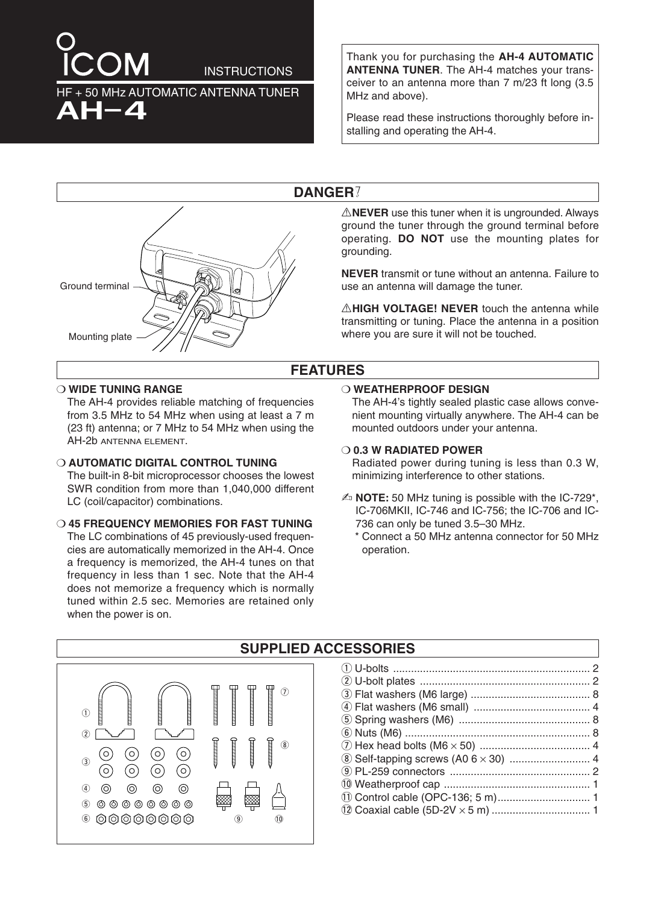# ICOM INSTRUCTIONS

HF + 50 MHz AUTOMATIC ANTENNA TUNER

# AH-4

Thank you for purchasing the **AH-4 AUTOMATIC ANTENNA TUNER**. The AH-4 matches your transceiver to an antenna more than 7 m/23 ft long (3.5 MHz and above).

Please read these instructions thoroughly before installing and operating the AH-4.

## DANGER!

Ground terminal

Mounting plate

⚠**NEVER** use this tuner when it is ungrounded. Always ground the tuner through the ground terminal before operating. **DO NOT** use the mounting plates for grounding.

**NEVER** transmit or tune without an antenna. Failure to use an antenna will damage the tuner.

⚠**HIGH VOLTAGE! NEVER** touch the antenna while transmitting or tuning. Place the antenna in a position where you are sure it will not be touched.

## FEATURES

❍ **WIDE TUNING RANGE**
The AH-4 provides reliable matching of frequencies from 3.5 MHz to 54 MHz when using at least a 7 m (23 ft) antenna; or 7 MHz to 54 MHz when using the AH-2b ANTENNA ELEMENT.

❍ **AUTOMATIC DIGITAL CONTROL TUNING**
The built-in 8-bit microprocessor chooses the lowest SWR condition from more than 1,040,000 different LC (coil/capacitor) combinations.

❍ **45 FREQUENCY MEMORIES FOR FAST TUNING**
The LC combinations of 45 previously-used frequencies are automatically memorized in the AH-4. Once a frequency is memorized, the AH-4 tunes on that frequency in less than 1 sec. Note that the AH-4 does not memorize a frequency which is normally tuned within 2.5 sec. Memories are retained only when the power is on.

❍ **WEATHERPROOF DESIGN**
The AH-4's tightly sealed plastic case allows convenient mounting virtually anywhere. The AH-4 can be mounted outdoors under your antenna.

❍ **0.3 W RADIATED POWER**
Radiated power during tuning is less than 0.3 W, minimizing interference to other stations.

✍ **NOTE:** 50 MHz tuning is possible with the IC-729*, IC-706MKII, IC-746 and IC-756; the IC-706 and IC-736 can only be tuned 3.5–30 MHz.
\* Connect a 50 MHz antenna connector for 50 MHz operation.

## SUPPLIED ACCESSORIES

① U-bolts .......... 2
② U-bolt plates .......... 2
③ Flat washers (M6 large) .......... 8
④ Flat washers (M6 small) .......... 4
⑤ Spring washers (M6) .......... 8
⑥ Nuts (M6) .......... 8
⑦ Hex head bolts (M6 × 50) .......... 4
⑧ Self-tapping screws (A0 6 × 30) .......... 4
⑨ PL-259 connectors .......... 2
⑩ Weatherproof cap .......... 1
⑪ Control cable (OPC-136; 5 m) .......... 1
⑫ Coaxial cable (5D-2V × 5 m) .......... 1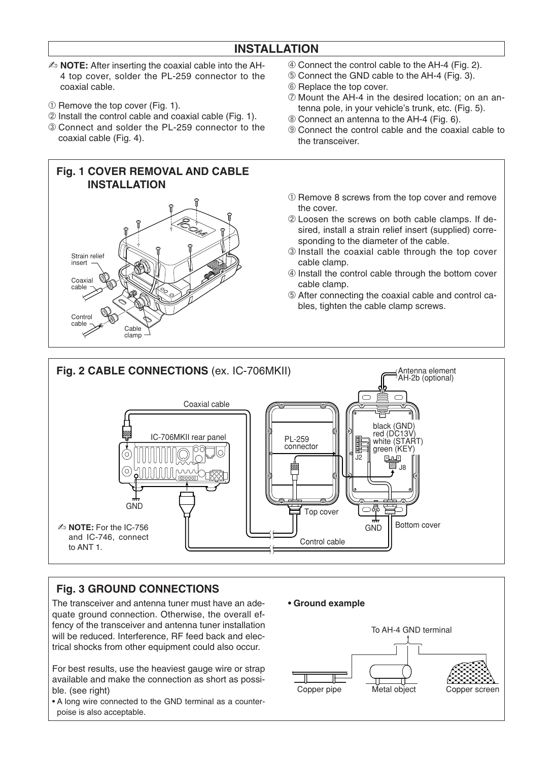## INSTALLATION

✍ **NOTE:** After inserting the coaxial cable into the AH-4 top cover, solder the PL-259 connector to the coaxial cable.

① Remove the top cover (Fig. 1).
② Install the control cable and coaxial cable (Fig. 1).
③ Connect and solder the PL-259 connector to the coaxial cable (Fig. 4).
④ Connect the control cable to the AH-4 (Fig. 2).
⑤ Connect the GND cable to the AH-4 (Fig. 3).
⑥ Replace the top cover.
⑦ Mount the AH-4 in the desired location; on an antenna pole, in your vehicle's trunk, etc. (Fig. 5).
⑧ Connect an antenna to the AH-4 (Fig. 6).
⑨ Connect the control cable and the coaxial cable to the transceiver.

### Fig. 1 COVER REMOVAL AND CABLE INSTALLATION

Strain relief insert
Coaxial cable
Control cable
Cable clamp

① Remove 8 screws from the top cover and remove the cover.
② Loosen the screws on both cable clamps. If desired, install a strain relief insert (supplied) corresponding to the diameter of the cable.
③ Install the coaxial cable through the top cover cable clamp.
④ Install the control cable through the bottom cover cable clamp.
⑤ After connecting the coaxial cable and control cables, tighten the cable clamp screws.

### Fig. 2 CABLE CONNECTIONS (ex. IC-706MKII)

Antenna element AH-2b (optional)
Coaxial cable
IC-706MKII rear panel
PL-259 connector
black (GND)
red (DC13V)
white (START)
green (KEY)
J2
J8
GND
Top cover
GND
Bottom cover
Control cable

✍ **NOTE:** For the IC-756 and IC-746, connect to ANT 1.

### Fig. 3 GROUND CONNECTIONS

The transceiver and antenna tuner must have an adequate ground connection. Otherwise, the overall effency of the transceiver and antenna tuner installation will be reduced. Interference, RF feed back and electrical shocks from other equipment could also occur.

For best results, use the heaviest gauge wire or strap available and make the connection as short as possible. (see right)

- A long wire connected to the GND terminal as a counterpoise is also acceptable.

**• Ground example**

To AH-4 GND terminal
Copper pipe
Metal object
Copper screen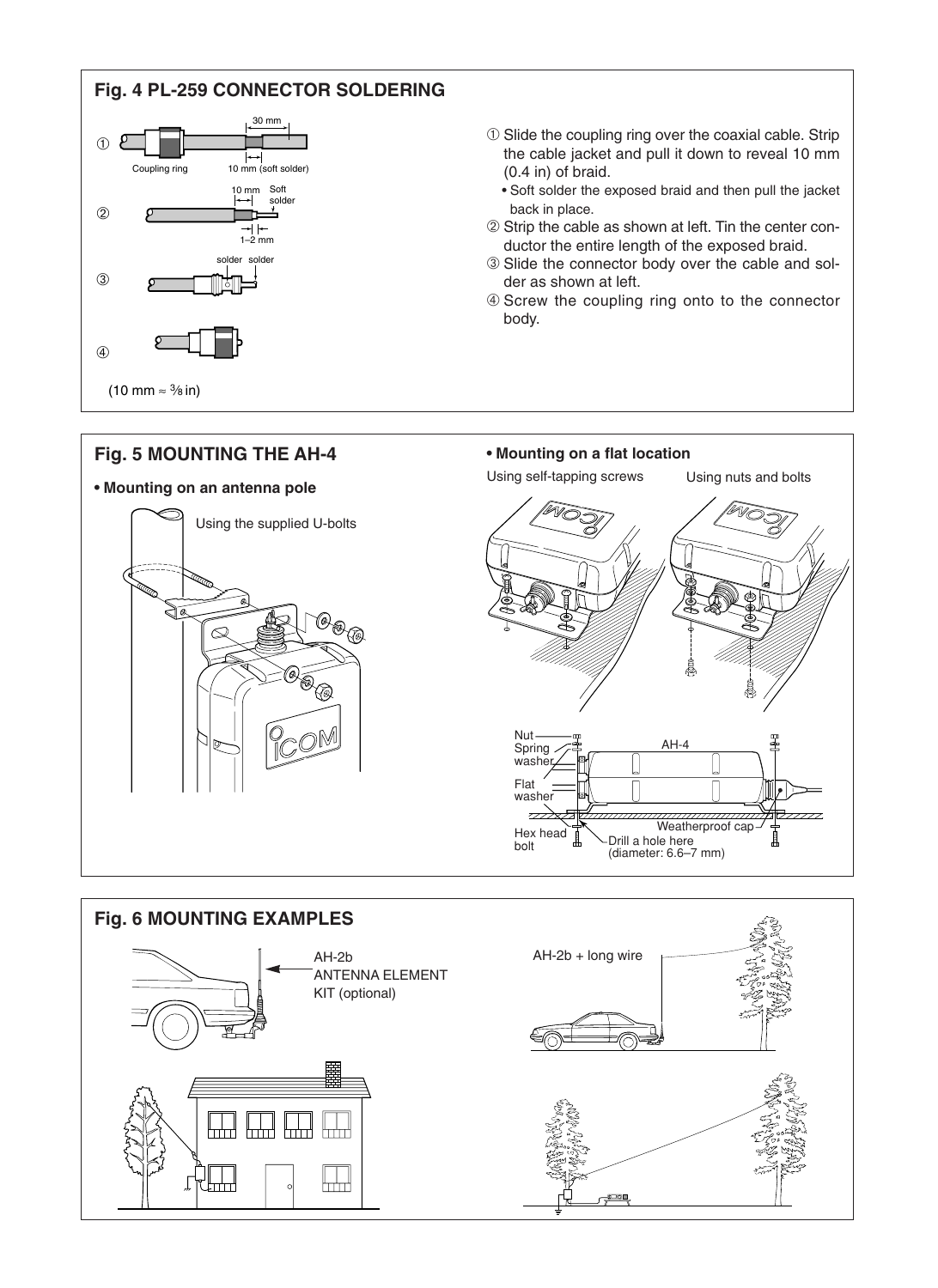## Fig. 4 PL-259 CONNECTOR SOLDERING

① 30 mm
Coupling ring
10 mm (soft solder)

② 10 mm
Soft solder
1–2 mm

③ solder solder

④

(10 mm ≈ ⅜ in)

① Slide the coupling ring over the coaxial cable. Strip the cable jacket and pull it down to reveal 10 mm (0.4 in) of braid.
- Soft solder the exposed braid and then pull the jacket back in place.

② Strip the cable as shown at left. Tin the center conductor the entire length of the exposed braid.

③ Slide the connector body over the cable and solder as shown at left.

④ Screw the coupling ring onto to the connector body.

## Fig. 5 MOUNTING THE AH-4

**• Mounting on an antenna pole**

Using the supplied U-bolts

**• Mounting on a flat location**

Using self-tapping screws

Using nuts and bolts

Nut
Spring washer
Flat washer
Hex head bolt
AH-4
Weatherproof cap
Drill a hole here (diameter: 6.6–7 mm)

## Fig. 6 MOUNTING EXAMPLES

AH-2b
ANTENNA ELEMENT KIT (optional)

AH-2b + long wire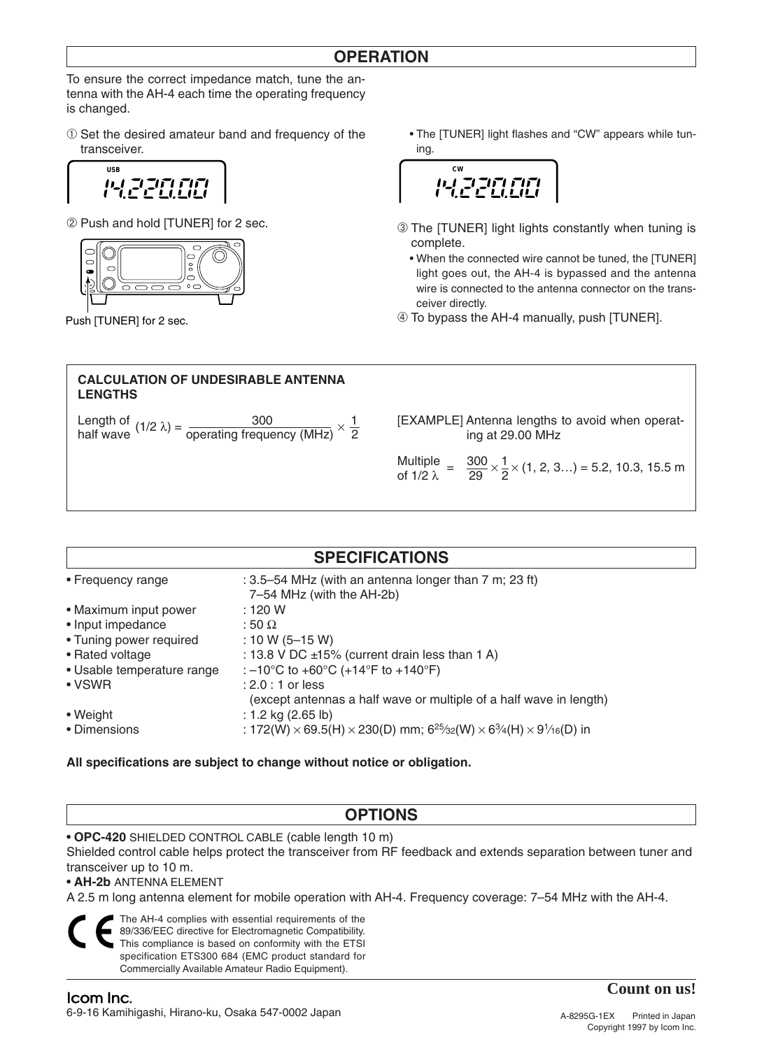## OPERATION

To ensure the correct impedance match, tune the antenna with the AH-4 each time the operating frequency is changed.

① Set the desired amateur band and frequency of the transceiver.

USB
14.220.00

② Push and hold [TUNER] for 2 sec.

Push [TUNER] for 2 sec.

- The [TUNER] light flashes and "CW" appears while tuning.

CW
14.220.00

③ The [TUNER] light lights constantly when tuning is complete.
- When the connected wire cannot be tuned, the [TUNER] light goes out, the AH-4 is bypassed and the antenna wire is connected to the antenna connector on the transceiver directly.

④ To bypass the AH-4 manually, push [TUNER].

**CALCULATION OF UNDESIRABLE ANTENNA LENGTHS**

$$\text{Length of half wave } (1/2\ \lambda) = \frac{300}{\text{operating frequency (MHz)}} \times \frac{1}{2}$$

[EXAMPLE] Antenna lengths to avoid when operating at 29.00 MHz

$$\text{Multiple of } 1/2\ \lambda = \frac{300}{29} \times \frac{1}{2} \times (1, 2, 3\ldots) = 5.2,\ 10.3,\ 15.5\ \text{m}$$

## SPECIFICATIONS

- Frequency range : 3.5–54 MHz (with an antenna longer than 7 m; 23 ft)
  7–54 MHz (with the AH-2b)
- Maximum input power : 120 W
- Input impedance : 50 Ω
- Tuning power required : 10 W (5–15 W)
- Rated voltage : 13.8 V DC ±15% (current drain less than 1 A)
- Usable temperature range : –10°C to +60°C (+14°F to +140°F)
- VSWR : 2.0 : 1 or less
  (except antennas a half wave or multiple of a half wave in length)
- Weight : 1.2 kg (2.65 lb)
- Dimensions : 172(W) × 69.5(H) × 230(D) mm; 6 25⁄32(W) × 6 3⁄4(H) × 9 1⁄16(D) in

**All specifications are subject to change without notice or obligation.**

## OPTIONS

- **OPC-420** SHIELDED CONTROL CABLE (cable length 10 m)

Shielded control cable helps protect the transceiver from RF feedback and extends separation between tuner and transceiver up to 10 m.

- **AH-2b** ANTENNA ELEMENT

A 2.5 m long antenna element for mobile operation with AH-4. Frequency coverage: 7–54 MHz with the AH-4.

CE The AH-4 complies with essential requirements of the 89/336/EEC directive for Electromagnetic Compatibility. This compliance is based on conformity with the ETSI specification ETS300 684 (EMC product standard for Commercially Available Amateur Radio Equipment).

Icom Inc.
6-9-16 Kamihigashi, Hirano-ku, Osaka 547-0002 Japan

**Count on us!**

A-8295G-1EX Printed in Japan
Copyright 1997 by Icom Inc.